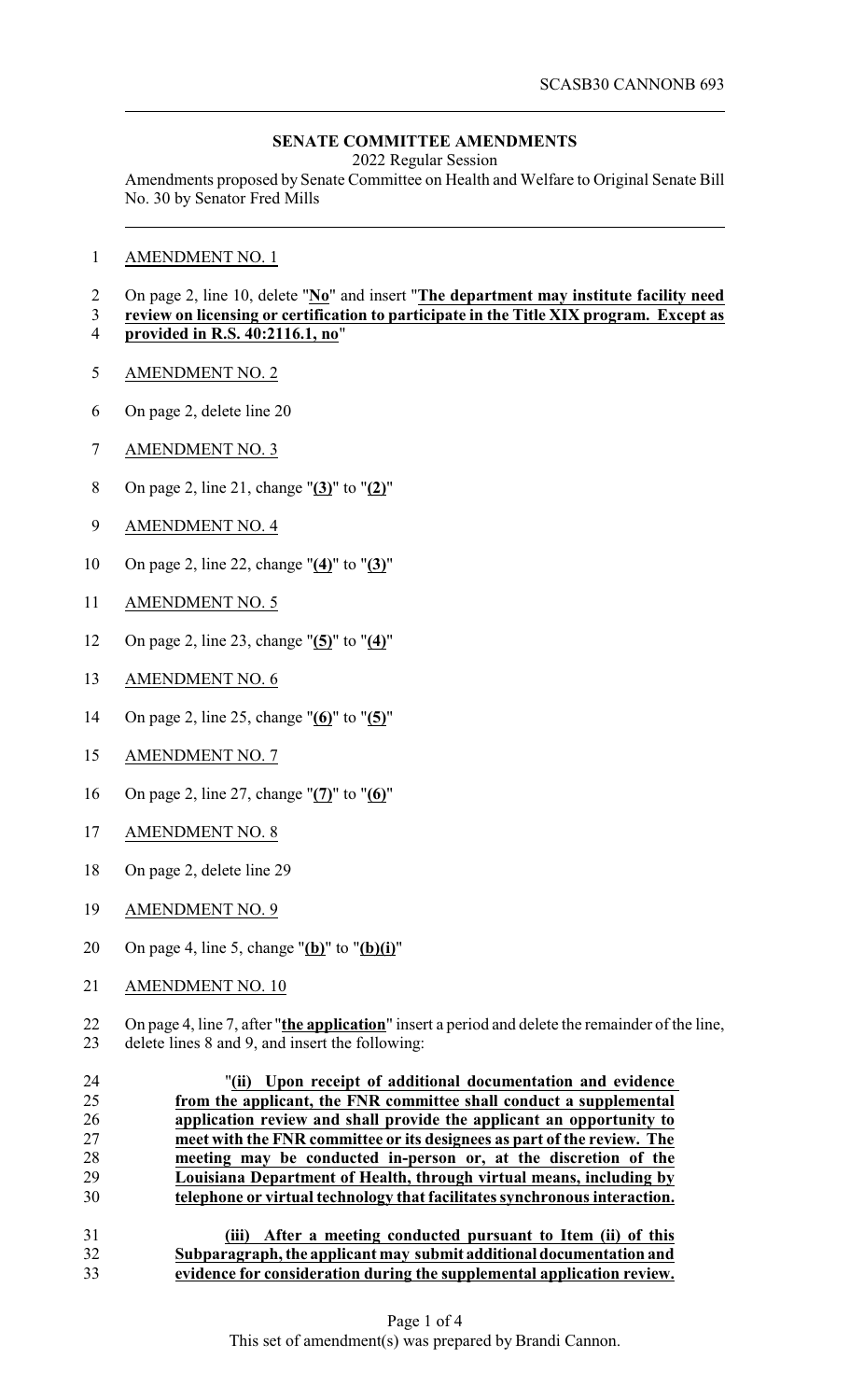SCASB30 CANNONB 693

**SENATE COMMITTEE AMENDMENTS**

2022 Regular Session

Amendments proposed by Senate Committee on Health and Welfare to Original Senate Bill No. 30 by Senator Fred Mills

AMENDMENT NO. 1

On page 2, line 10, delete "**No**" and insert "**The department may institute facility need review on licensing or certification to participate in the Title XIX program. Except as provided in R.S. 40:2116.1, no**"

AMENDMENT NO. 2

On page 2, delete line 20

AMENDMENT NO. 3

On page 2, line 21, change "**(3)**" to "**(2)**"

AMENDMENT NO. 4

On page 2, line 22, change "**(4)**" to "**(3)**"

AMENDMENT NO. 5

On page 2, line 23, change "**(5)**" to "**(4)**"

AMENDMENT NO. 6

On page 2, line 25, change "**(6)**" to "**(5)**"

AMENDMENT NO. 7

On page 2, line 27, change "**(7)**" to "**(6)**"

AMENDMENT NO. 8

On page 2, delete line 29

AMENDMENT NO. 9

On page 4, line 5, change "**(b)**" to "**(b)(i)**"

AMENDMENT NO. 10

On page 4, line 7, after "**the application**" insert a period and delete the remainder of the line, delete lines 8 and 9, and insert the following:

"**(ii) Upon receipt of additional documentation and evidence from the applicant, the FNR committee shall conduct a supplemental application review and shall provide the applicant an opportunity to meet with the FNR committee or its designees as part of the review. The meeting may be conducted in-person or, at the discretion of the Louisiana Department of Health, through virtual means, including by telephone or virtual technology that facilitates synchronous interaction.**

**(iii) After a meeting conducted pursuant to Item (ii) of this Subparagraph, the applicant may submit additional documentation and evidence for consideration during the supplemental application review.**

This set of amendment(s) was prepared by Brandi Cannon.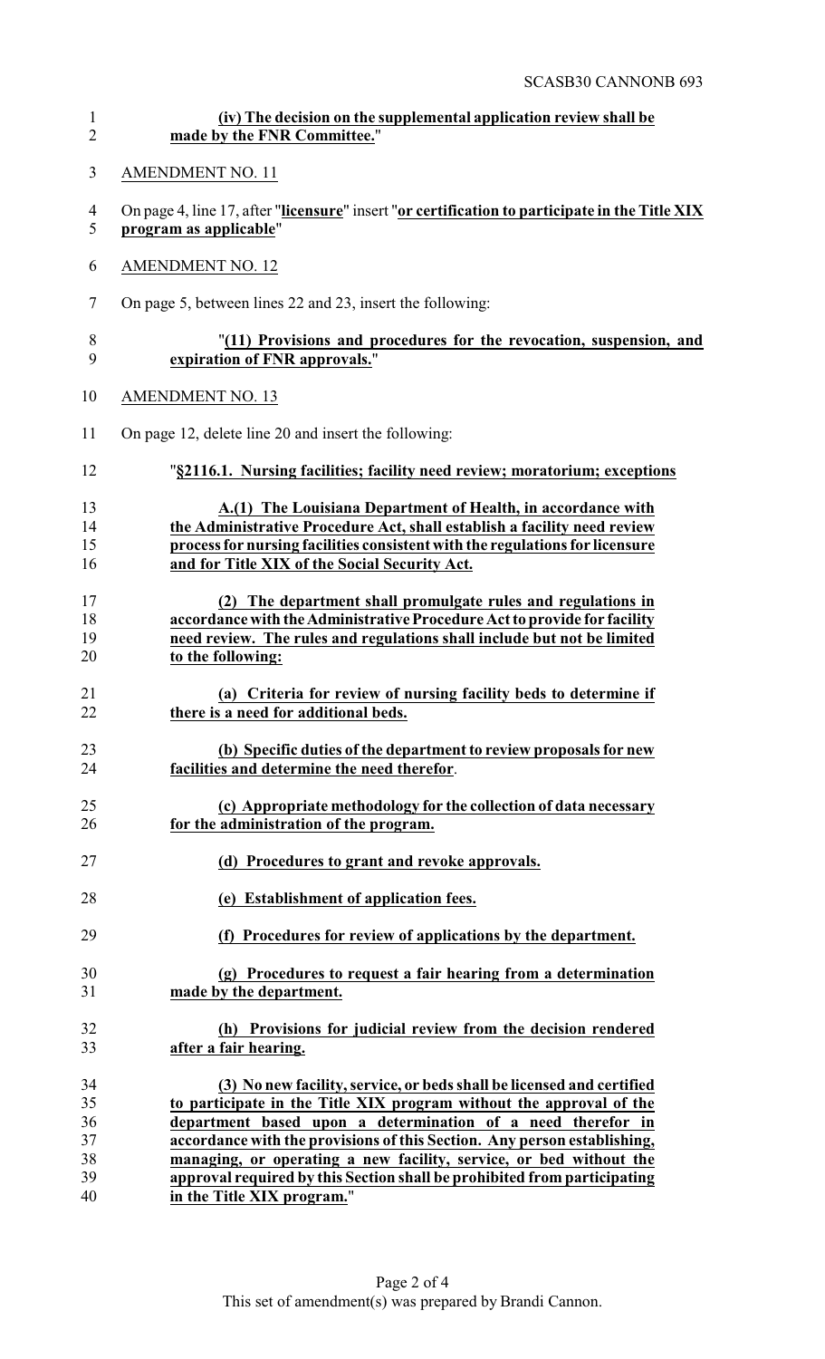**(iv) The decision on the supplemental application review shall be made by the FNR Committee.**"

AMENDMENT NO. 11

On page 4, line 17, after "**licensure**" insert "**or certification to participate in the Title XIX program as applicable**"

AMENDMENT NO. 12

On page 5, between lines 22 and 23, insert the following:

"**(11) Provisions and procedures for the revocation, suspension, and expiration of FNR approvals.**"

AMENDMENT NO. 13

On page 12, delete line 20 and insert the following:

"**§2116.1. Nursing facilities; facility need review; moratorium; exceptions**

**A.(1) The Louisiana Department of Health, in accordance with the Administrative Procedure Act, shall establish a facility need review process for nursing facilities consistent with the regulations for licensure and for Title XIX of the Social Security Act.**

**(2) The department shall promulgate rules and regulations in accordance with the Administrative Procedure Act to provide for facility need review. The rules and regulations shall include but not be limited to the following:**

**(a) Criteria for review of nursing facility beds to determine if there is a need for additional beds.**

**(b) Specific duties of the department to review proposals for new facilities and determine the need therefor.**

**(c) Appropriate methodology for the collection of data necessary for the administration of the program.**

**(d) Procedures to grant and revoke approvals.**

**(e) Establishment of application fees.**

**(f) Procedures for review of applications by the department.**

**(g) Procedures to request a fair hearing from a determination made by the department.**

**(h) Provisions for judicial review from the decision rendered after a fair hearing.**

**(3) No new facility, service, or beds shall be licensed and certified to participate in the Title XIX program without the approval of the department based upon a determination of a need therefor in accordance with the provisions of this Section. Any person establishing, managing, or operating a new facility, service, or bed without the approval required by this Section shall be prohibited from participating in the Title XIX program.**"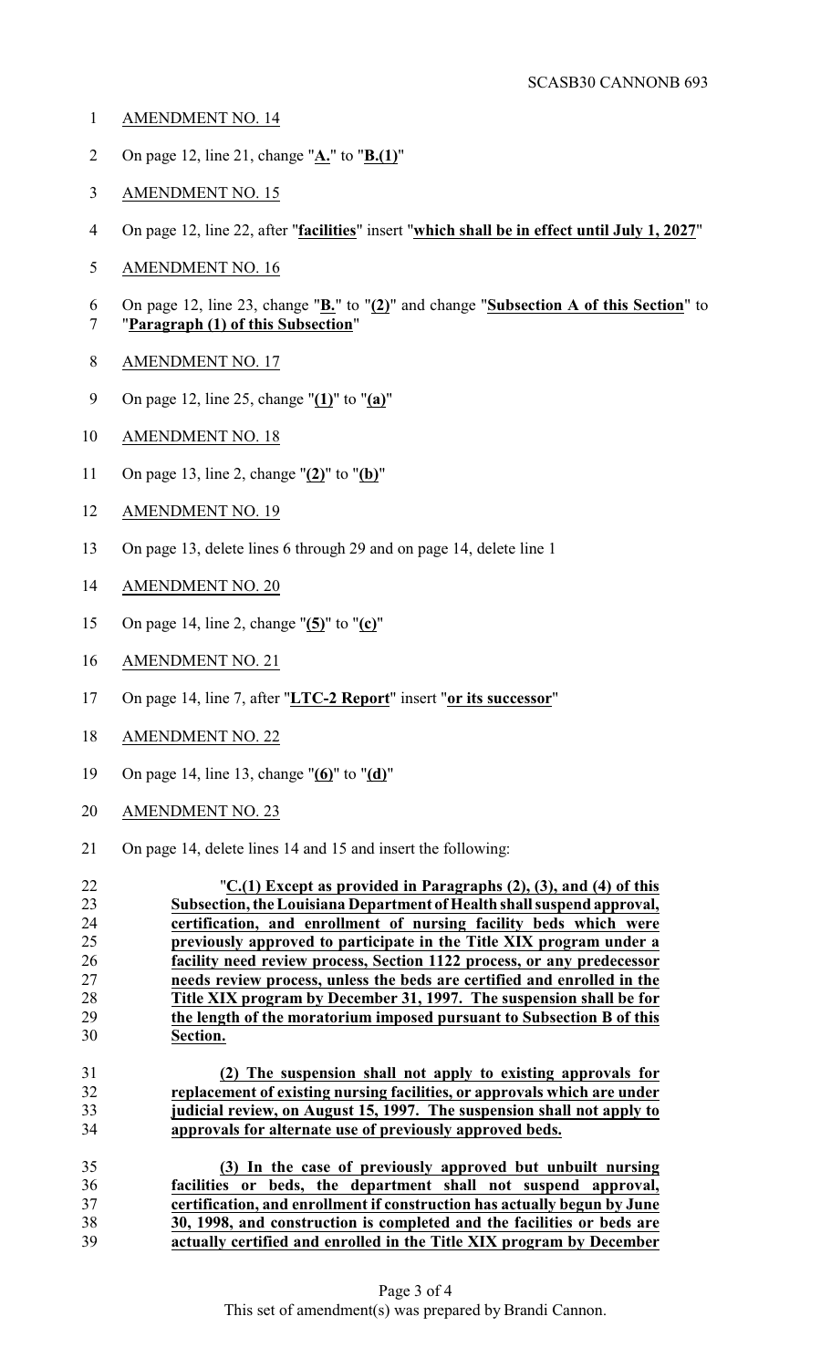AMENDMENT NO. 14

On page 12, line 21, change "**A.**" to "**B.(1)**"

AMENDMENT NO. 15

On page 12, line 22, after "**facilities**" insert "**which shall be in effect until July 1, 2027**"

AMENDMENT NO. 16

On page 12, line 23, change "**B.**" to "**(2)**" and change "**Subsection A of this Section**" to "**Paragraph (1) of this Subsection**"

AMENDMENT NO. 17

On page 12, line 25, change "**(1)**" to "**(a)**"

AMENDMENT NO. 18

On page 13, line 2, change "**(2)**" to "**(b)**"

AMENDMENT NO. 19

On page 13, delete lines 6 through 29 and on page 14, delete line 1

AMENDMENT NO. 20

On page 14, line 2, change "**(5)**" to "**(c)**"

AMENDMENT NO. 21

On page 14, line 7, after "**LTC-2 Report**" insert "**or its successor**"

AMENDMENT NO. 22

On page 14, line 13, change "**(6)**" to "**(d)**"

AMENDMENT NO. 23

On page 14, delete lines 14 and 15 and insert the following:

"**C.(1) Except as provided in Paragraphs (2), (3), and (4) of this Subsection, the Louisiana Department of Health shall suspend approval, certification, and enrollment of nursing facility beds which were previously approved to participate in the Title XIX program under a facility need review process, Section 1122 process, or any predecessor needs review process, unless the beds are certified and enrolled in the Title XIX program by December 31, 1997. The suspension shall be for the length of the moratorium imposed pursuant to Subsection B of this Section.**

**(2) The suspension shall not apply to existing approvals for replacement of existing nursing facilities, or approvals which are under judicial review, on August 15, 1997. The suspension shall not apply to approvals for alternate use of previously approved beds.**

**(3) In the case of previously approved but unbuilt nursing facilities or beds, the department shall not suspend approval, certification, and enrollment if construction has actually begun by June 30, 1998, and construction is completed and the facilities or beds are actually certified and enrolled in the Title XIX program by December**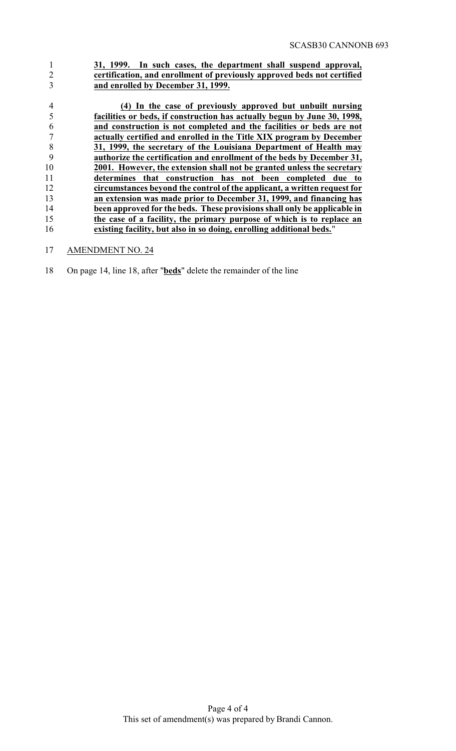**31, 1999. In such cases, the department shall suspend approval, certification, and enrollment of previously approved beds not certified and enrolled by December 31, 1999.**

**(4) In the case of previously approved but unbuilt nursing facilities or beds, if construction has actually begun by June 30, 1998, and construction is not completed and the facilities or beds are not actually certified and enrolled in the Title XIX program by December 31, 1999, the secretary of the Louisiana Department of Health may authorize the certification and enrollment of the beds by December 31, 2001. However, the extension shall not be granted unless the secretary determines that construction has not been completed due to circumstances beyond the control of the applicant, a written request for an extension was made prior to December 31, 1999, and financing has been approved for the beds. These provisions shall only be applicable in the case of a facility, the primary purpose of which is to replace an existing facility, but also in so doing, enrolling additional beds.**"

AMENDMENT NO. 24

On page 14, line 18, after "**beds**" delete the remainder of the line

This set of amendment(s) was prepared by Brandi Cannon.